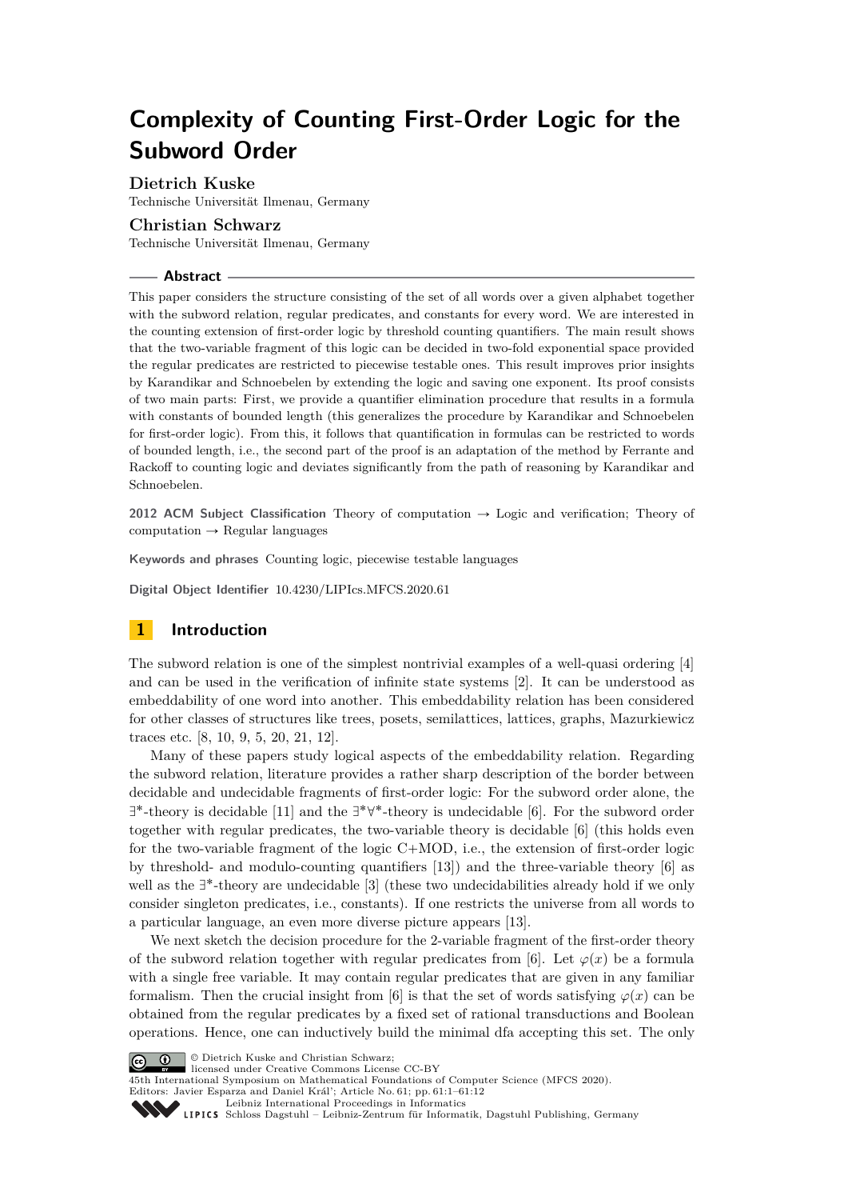# Complexity of Counting First-Order Logic for the Subword Order

**Dietrich Kuske**
Technische Universität Ilmenau, Germany

**Christian Schwarz**
Technische Universität Ilmenau, Germany

## Abstract

This paper considers the structure consisting of the set of all words over a given alphabet together with the subword relation, regular predicates, and constants for every word. We are interested in the counting extension of first-order logic by threshold counting quantifiers. The main result shows that the two-variable fragment of this logic can be decided in two-fold exponential space provided the regular predicates are restricted to piecewise testable ones. This result improves prior insights by Karandikar and Schnoebelen by extending the logic and saving one exponent. Its proof consists of two main parts: First, we provide a quantifier elimination procedure that results in a formula with constants of bounded length (this generalizes the procedure by Karandikar and Schnoebelen for first-order logic). From this, it follows that quantification in formulas can be restricted to words of bounded length, i.e., the second part of the proof is an adaptation of the method by Ferrante and Rackoff to counting logic and deviates significantly from the path of reasoning by Karandikar and Schnoebelen.

**2012 ACM Subject Classification** Theory of computation → Logic and verification; Theory of computation → Regular languages

**Keywords and phrases** Counting logic, piecewise testable languages

**Digital Object Identifier** 10.4230/LIPIcs.MFCS.2020.61

## 1 Introduction

The subword relation is one of the simplest nontrivial examples of a well-quasi ordering [4] and can be used in the verification of infinite state systems [2]. It can be understood as embeddability of one word into another. This embeddability relation has been considered for other classes of structures like trees, posets, semilattices, lattices, graphs, Mazurkiewicz traces etc. [8, 10, 9, 5, 20, 21, 12].

Many of these papers study logical aspects of the embeddability relation. Regarding the subword relation, literature provides a rather sharp description of the border between decidable and undecidable fragments of first-order logic: For the subword order alone, the $\exists^*$-theory is decidable [11] and the $\exists^*\forall^*$-theory is undecidable [6]. For the subword order together with regular predicates, the two-variable theory is decidable [6] (this holds even for the two-variable fragment of the logic C+MOD, i.e., the extension of first-order logic by threshold- and modulo-counting quantifiers [13]) and the three-variable theory [6] as well as the $\exists^*$-theory are undecidable [3] (these two undecidabilities already hold if we only consider singleton predicates, i.e., constants). If one restricts the universe from all words to a particular language, an even more diverse picture appears [13].

We next sketch the decision procedure for the 2-variable fragment of the first-order theory of the subword relation together with regular predicates from [6]. Let $\varphi(x)$ be a formula with a single free variable. It may contain regular predicates that are given in any familiar formalism. Then the crucial insight from [6] is that the set of words satisfying $\varphi(x)$ can be obtained from the regular predicates by a fixed set of rational transductions and Boolean operations. Hence, one can inductively build the minimal dfa accepting this set. The only

© Dietrich Kuske and Christian Schwarz;
licensed under Creative Commons License CC-BY
45th International Symposium on Mathematical Foundations of Computer Science (MFCS 2020).
Editors: Javier Esparza and Daniel Král'; Article No. 61; pp. 61:1–61:12
Leibniz International Proceedings in Informatics
Schloss Dagstuhl – Leibniz-Zentrum für Informatik, Dagstuhl Publishing, Germany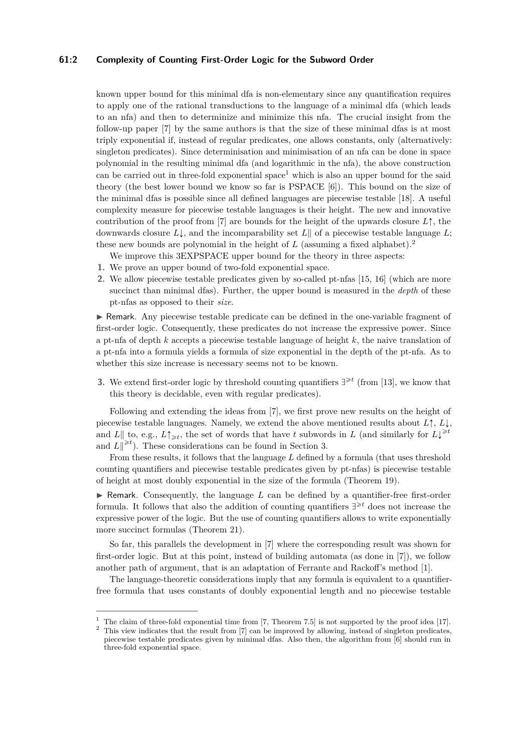known upper bound for this minimal dfa is non-elementary since any quantification requires to apply one of the rational transductions to the language of a minimal dfa (which leads to an nfa) and then to determinize and minimize this nfa. The crucial insight from the follow-up paper [7] by the same authors is that the size of these minimal dfas is at most triply exponential if, instead of regular predicates, one allows constants, only (alternatively: singleton predicates). Since determinisation and minimisation of an nfa can be done in space polynomial in the resulting minimal dfa (and logarithmic in the nfa), the above construction can be carried out in three-fold exponential space[1] which is also an upper bound for the said theory (the best lower bound we know so far is PSPACE [6]). This bound on the size of the minimal dfas is possible since all defined languages are piecewise testable [18]. A useful complexity measure for piecewise testable languages is their height. The new and innovative contribution of the proof from [7] are bounds for the height of the upwards closure $L\uparrow$, the downwards closure $L\downarrow$, and the incomparability set $L\|$ of a piecewise testable language $L$; these new bounds are polynomial in the height of $L$ (assuming a fixed alphabet).[2]

We improve this 3EXPSPACE upper bound for the theory in three aspects:

1. We prove an upper bound of two-fold exponential space.
2. We allow piecewise testable predicates given by so-called pt-nfas [15, 16] (which are more succinct than minimal dfas). Further, the upper bound is measured in the *depth* of these pt-nfas as opposed to their *size*.

▶ Remark. Any piecewise testable predicate can be defined in the one-variable fragment of first-order logic. Consequently, these predicates do not increase the expressive power. Since a pt-nfa of depth $k$ accepts a piecewise testable language of height $k$, the naive translation of a pt-nfa into a formula yields a formula of size exponential in the depth of the pt-nfa. As to whether this size increase is necessary seems not to be known.

3. We extend first-order logic by threshold counting quantifiers $\exists^{\geqslant t}$ (from [13], we know that this theory is decidable, even with regular predicates).

Following and extending the ideas from [7], we first prove new results on the height of piecewise testable languages. Namely, we extend the above mentioned results about $L\uparrow$, $L\downarrow$, and $L\|$ to, e.g., $L\uparrow_{\geqslant t}$, the set of words that have $t$ subwords in $L$ (and similarly for $L\downarrow^{\geqslant t}$ and $L\|^{\geqslant t}$). These considerations can be found in Section 3.

From these results, it follows that the language $L$ defined by a formula (that uses threshold counting quantifiers and piecewise testable predicates given by pt-nfas) is piecewise testable of height at most doubly exponential in the size of the formula (Theorem 19).

▶ Remark. Consequently, the language $L$ can be defined by a quantifier-free first-order formula. It follows that also the addition of counting quantifiers $\exists^{\geqslant t}$ does not increase the expressive power of the logic. But the use of counting quantifiers allows to write exponentially more succinct formulas (Theorem 21).

So far, this parallels the development in [7] where the corresponding result was shown for first-order logic. But at this point, instead of building automata (as done in [7]), we follow another path of argument, that is an adaptation of Ferrante and Rackoff's method [1].

The language-theoretic considerations imply that any formula is equivalent to a quantifier-free formula that uses constants of doubly exponential length and no piecewise testable

[1] The claim of three-fold exponential time from [7, Theorem 7.5] is not supported by the proof idea [17].

[2] This view indicates that the result from [7] can be improved by allowing, instead of singleton predicates, piecewise testable predicates given by minimal dfas. Also then, the algorithm from [6] should run in three-fold exponential space.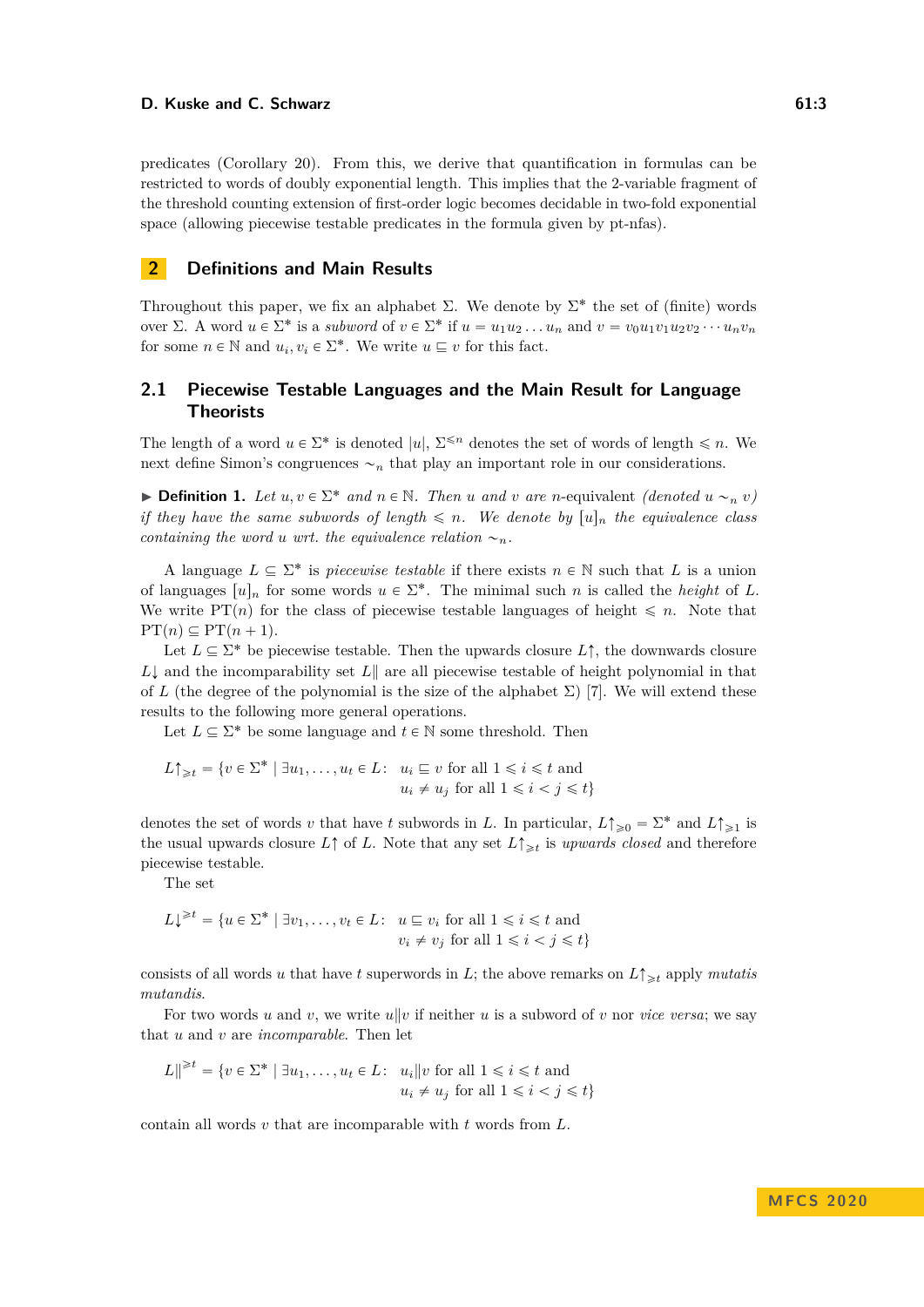predicates (Corollary 20). From this, we derive that quantification in formulas can be restricted to words of doubly exponential length. This implies that the 2-variable fragment of the threshold counting extension of first-order logic becomes decidable in two-fold exponential space (allowing piecewise testable predicates in the formula given by pt-nfas).

## 2 Definitions and Main Results

Throughout this paper, we fix an alphabet $\Sigma$. We denote by $\Sigma^*$ the set of (finite) words over $\Sigma$. A word $u \in \Sigma^*$ is a *subword* of $v \in \Sigma^*$ if $u = u_1 u_2 \dots u_n$ and $v = v_0 u_1 v_1 u_2 v_2 \cdots u_n v_n$ for some $n \in \mathbb{N}$ and $u_i, v_i \in \Sigma^*$. We write $u \sqsubseteq v$ for this fact.

### 2.1 Piecewise Testable Languages and the Main Result for Language Theorists

The length of a word $u \in \Sigma^*$ is denoted $|u|$, $\Sigma^{\leqslant n}$ denotes the set of words of length $\leqslant n$. We next define Simon's congruences $\sim_n$ that play an important role in our considerations.

▶ **Definition 1.** *Let $u, v \in \Sigma^*$ and $n \in \mathbb{N}$. Then $u$ and $v$ are* $n$-equivalent *(denoted $u \sim_n v$) if they have the same subwords of length $\leqslant n$. We denote by $[u]_n$ the equivalence class containing the word $u$ wrt. the equivalence relation $\sim_n$.*

A language $L \subseteq \Sigma^*$ is *piecewise testable* if there exists $n \in \mathbb{N}$ such that $L$ is a union of languages $[u]_n$ for some words $u \in \Sigma^*$. The minimal such $n$ is called the *height* of $L$. We write $\mathrm{PT}(n)$ for the class of piecewise testable languages of height $\leqslant n$. Note that $\mathrm{PT}(n) \subseteq \mathrm{PT}(n+1)$.

Let $L \subseteq \Sigma^*$ be piecewise testable. Then the upwards closure $L\!\uparrow$, the downwards closure $L\!\downarrow$ and the incomparability set $L\|$ are all piecewise testable of height polynomial in that of $L$ (the degree of the polynomial is the size of the alphabet $\Sigma$) [7]. We will extend these results to the following more general operations.

Let $L \subseteq \Sigma^*$ be some language and $t \in \mathbb{N}$ some threshold. Then

$$L\!\uparrow_{\geqslant t} = \{v \in \Sigma^* \mid \exists u_1, \dots, u_t \in L\colon\ u_i \sqsubseteq v \text{ for all } 1 \leqslant i \leqslant t \text{ and } u_i \neq u_j \text{ for all } 1 \leqslant i < j \leqslant t\}$$

denotes the set of words $v$ that have $t$ subwords in $L$. In particular, $L\!\uparrow_{\geqslant 0} = \Sigma^*$ and $L\!\uparrow_{\geqslant 1}$ is the usual upwards closure $L\!\uparrow$ of $L$. Note that any set $L\!\uparrow_{\geqslant t}$ is *upwards closed* and therefore piecewise testable.

The set

$$L\!\downarrow^{\geqslant t} = \{u \in \Sigma^* \mid \exists v_1, \dots, v_t \in L\colon\ u \sqsubseteq v_i \text{ for all } 1 \leqslant i \leqslant t \text{ and } v_i \neq v_j \text{ for all } 1 \leqslant i < j \leqslant t\}$$

consists of all words $u$ that have $t$ superwords in $L$; the above remarks on $L\!\uparrow_{\geqslant t}$ apply *mutatis mutandis*.

For two words $u$ and $v$, we write $u\|v$ if neither $u$ is a subword of $v$ nor *vice versa*; we say that $u$ and $v$ are *incomparable*. Then let

$$L\|^{\geqslant t} = \{v \in \Sigma^* \mid \exists u_1, \dots, u_t \in L\colon\ u_i\|v \text{ for all } 1 \leqslant i \leqslant t \text{ and } u_i \neq u_j \text{ for all } 1 \leqslant i < j \leqslant t\}$$

contain all words $v$ that are incomparable with $t$ words from $L$.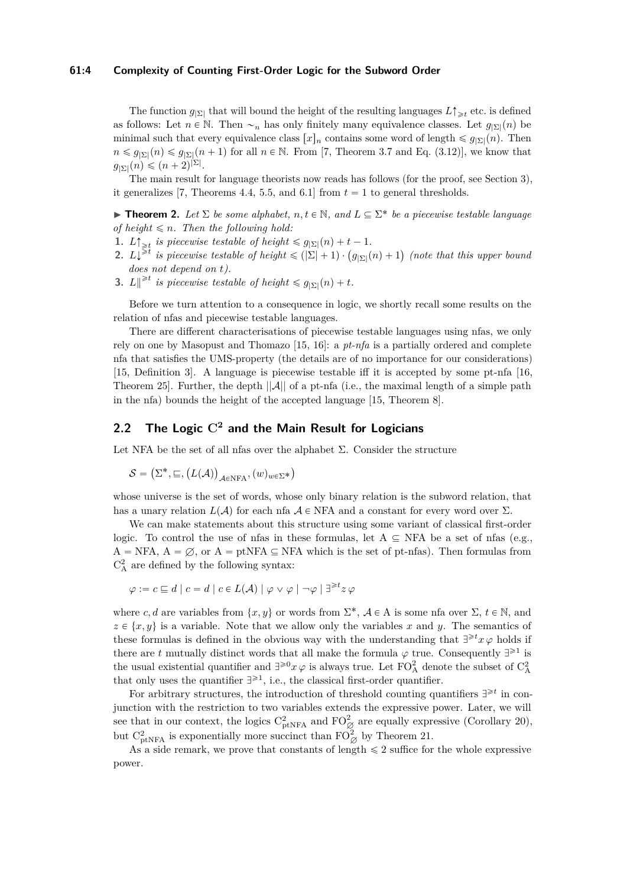The function $g_{|\Sigma|}$ that will bound the height of the resulting languages $L\uparrow_{\geqslant t}$ etc. is defined as follows: Let $n \in \mathbb{N}$. Then $\sim_n$ has only finitely many equivalence classes. Let $g_{|\Sigma|}(n)$ be minimal such that every equivalence class $[x]_n$ contains some word of length $\leqslant g_{|\Sigma|}(n)$. Then $n \leqslant g_{|\Sigma|}(n) \leqslant g_{|\Sigma|}(n+1)$ for all $n \in \mathbb{N}$. From [7, Theorem 3.7 and Eq. (3.12)], we know that $g_{|\Sigma|}(n) \leqslant (n+2)^{|\Sigma|}$.

The main result for language theorists now reads has follows (for the proof, see Section 3), it generalizes [7, Theorems 4.4, 5.5, and 6.1] from $t = 1$ to general thresholds.

▶ **Theorem 2.** *Let $\Sigma$ be some alphabet, $n, t \in \mathbb{N}$, and $L \subseteq \Sigma^*$ be a piecewise testable language of height $\leqslant n$. Then the following hold:*

1. *$L\uparrow_{\geqslant t}$ is piecewise testable of height $\leqslant g_{|\Sigma|}(n) + t - 1$.*
2. *$L\downarrow^{\geqslant t}$ is piecewise testable of height $\leqslant (|\Sigma| + 1) \cdot \big(g_{|\Sigma|}(n) + 1\big)$ (note that this upper bound does not depend on $t$).*
3. *$L\|^{\geqslant t}$ is piecewise testable of height $\leqslant g_{|\Sigma|}(n) + t$.*

Before we turn attention to a consequence in logic, we shortly recall some results on the relation of nfas and piecewise testable languages.

There are different characterisations of piecewise testable languages using nfas, we only rely on one by Masopust and Thomazo [15, 16]: a *pt-nfa* is a partially ordered and complete nfa that satisfies the UMS-property (the details are of no importance for our considerations) [15, Definition 3]. A language is piecewise testable iff it is accepted by some pt-nfa [16, Theorem 25]. Further, the depth $||\mathcal{A}||$ of a pt-nfa (i.e., the maximal length of a simple path in the nfa) bounds the height of the accepted language [15, Theorem 8].

## 2.2 The Logic $\mathrm{C}^2$ and the Main Result for Logicians

Let NFA be the set of all nfas over the alphabet $\Sigma$. Consider the structure

$$\mathcal{S} = \big(\Sigma^*, \sqsubseteq, \big(L(\mathcal{A})\big)_{\mathcal{A} \in \mathrm{NFA}}, (w)_{w \in \Sigma^*}\big)$$

whose universe is the set of words, whose only binary relation is the subword relation, that has a unary relation $L(\mathcal{A})$ for each nfa $\mathcal{A} \in \mathrm{NFA}$ and a constant for every word over $\Sigma$.

We can make statements about this structure using some variant of classical first-order logic. To control the use of nfas in these formulas, let $\mathrm{A} \subseteq \mathrm{NFA}$ be a set of nfas (e.g., $\mathrm{A} = \mathrm{NFA}$, $\mathrm{A} = \varnothing$, or $\mathrm{A} = \mathrm{ptNFA} \subseteq \mathrm{NFA}$ which is the set of pt-nfas). Then formulas from $\mathrm{C}^2_{\mathrm{A}}$ are defined by the following syntax:

$$\varphi := c \sqsubseteq d \mid c = d \mid c \in L(\mathcal{A}) \mid \varphi \vee \varphi \mid \neg\varphi \mid \exists^{\geqslant t} z\, \varphi$$

where $c, d$ are variables from $\{x, y\}$ or words from $\Sigma^*$, $\mathcal{A} \in \mathrm{A}$ is some nfa over $\Sigma$, $t \in \mathbb{N}$, and $z \in \{x, y\}$ is a variable. Note that we allow only the variables $x$ and $y$. The semantics of these formulas is defined in the obvious way with the understanding that $\exists^{\geqslant t} x\, \varphi$ holds if there are $t$ mutually distinct words that all make the formula $\varphi$ true. Consequently $\exists^{\geqslant 1}$ is the usual existential quantifier and $\exists^{\geqslant 0} x\, \varphi$ is always true. Let $\mathrm{FO}^2_{\mathrm{A}}$ denote the subset of $\mathrm{C}^2_{\mathrm{A}}$ that only uses the quantifier $\exists^{\geqslant 1}$, i.e., the classical first-order quantifier.

For arbitrary structures, the introduction of threshold counting quantifiers $\exists^{\geqslant t}$ in conjunction with the restriction to two variables extends the expressive power. Later, we will see that in our context, the logics $\mathrm{C}^2_{\mathrm{ptNFA}}$ and $\mathrm{FO}^2_{\varnothing}$ are equally expressive (Corollary 20), but $\mathrm{C}^2_{\mathrm{ptNFA}}$ is exponentially more succinct than $\mathrm{FO}^2_{\varnothing}$ by Theorem 21.

As a side remark, we prove that constants of length $\leqslant 2$ suffice for the whole expressive power.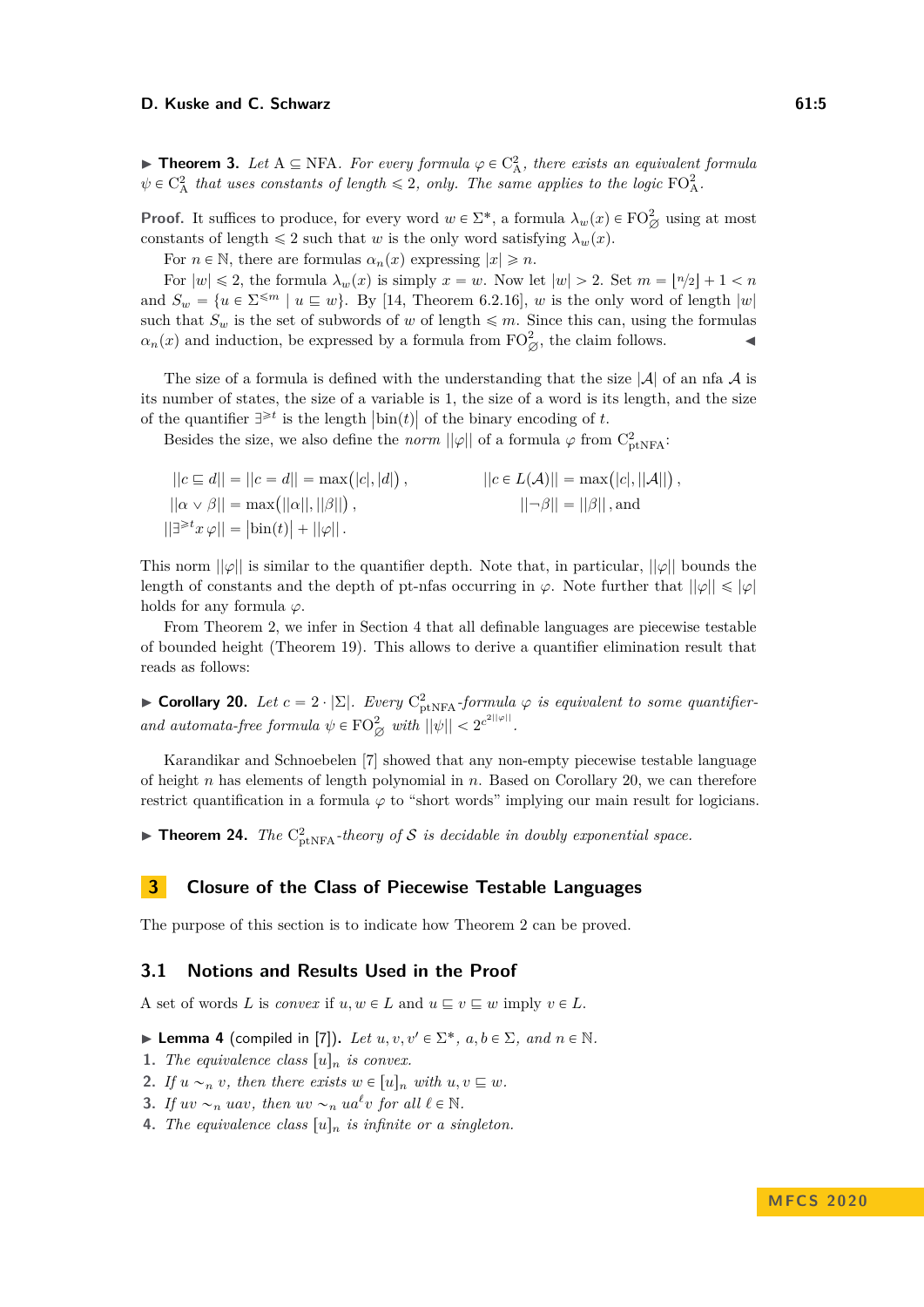▶ **Theorem 3.** *Let* $\mathrm{A} \subseteq \mathrm{NFA}$*. For every formula* $\varphi \in \mathrm{C}^2_{\mathrm{A}}$*, there exists an equivalent formula* $\psi \in \mathrm{C}^2_{\mathrm{A}}$ *that uses constants of length* $\leqslant 2$*, only. The same applies to the logic* $\mathrm{FO}^2_{\mathrm{A}}$*.*

**Proof.** It suffices to produce, for every word $w \in \Sigma^*$, a formula $\lambda_w(x) \in \mathrm{FO}^2_{\varnothing}$ using at most constants of length $\leqslant 2$ such that $w$ is the only word satisfying $\lambda_w(x)$.

For $n \in \mathbb{N}$, there are formulas $\alpha_n(x)$ expressing $|x| \geqslant n$.

For $|w| \leqslant 2$, the formula $\lambda_w(x)$ is simply $x = w$. Now let $|w| > 2$. Set $m = \lfloor n/2 \rfloor + 1 < n$ and $S_w = \{u \in \Sigma^{\leqslant m} \mid u \sqsubseteq w\}$. By [14, Theorem 6.2.16], $w$ is the only word of length $|w|$ such that $S_w$ is the set of subwords of $w$ of length $\leqslant m$. Since this can, using the formulas $\alpha_n(x)$ and induction, be expressed by a formula from $\mathrm{FO}^2_{\varnothing}$, the claim follows. ◀

The size of a formula is defined with the understanding that the size $|\mathcal{A}|$ of an nfa $\mathcal{A}$ is its number of states, the size of a variable is 1, the size of a word is its length, and the size of the quantifier $\exists^{\geqslant t}$ is the length $|\mathrm{bin}(t)|$ of the binary encoding of $t$.

Besides the size, we also define the *norm* $||\varphi||$ of a formula $\varphi$ from $\mathrm{C}^2_{\mathrm{ptNFA}}$:

$$||c \sqsubseteq d|| = ||c = d|| = \max(|c|, |d|)\,, \qquad ||c \in L(\mathcal{A})|| = \max(|c|, ||\mathcal{A}||)\,,$$
$$||\alpha \vee \beta|| = \max(||\alpha||, ||\beta||)\,, \qquad ||\neg\beta|| = ||\beta||\,, \text{and}$$
$$||\exists^{\geqslant t} x\, \varphi|| = |\mathrm{bin}(t)| + ||\varphi||\,.$$

This norm $||\varphi||$ is similar to the quantifier depth. Note that, in particular, $||\varphi||$ bounds the length of constants and the depth of pt-nfas occurring in $\varphi$. Note further that $||\varphi|| \leqslant |\varphi|$ holds for any formula $\varphi$.

From Theorem 2, we infer in Section 4 that all definable languages are piecewise testable of bounded height (Theorem 19). This allows to derive a quantifier elimination result that reads as follows:

▶ **Corollary 20.** *Let* $c = 2 \cdot |\Sigma|$*. Every* $\mathrm{C}^2_{\mathrm{ptNFA}}$*-formula* $\varphi$ *is equivalent to some quantifier- and automata-free formula* $\psi \in \mathrm{FO}^2_{\varnothing}$ *with* $||\psi|| < 2^{c^{2||\varphi||}}$*.*

Karandikar and Schnoebelen [7] showed that any non-empty piecewise testable language of height $n$ has elements of length polynomial in $n$. Based on Corollary 20, we can therefore restrict quantification in a formula $\varphi$ to "short words" implying our main result for logicians.

▶ **Theorem 24.** *The* $\mathrm{C}^2_{\mathrm{ptNFA}}$*-theory of* $\mathcal{S}$ *is decidable in doubly exponential space.*

## 3 Closure of the Class of Piecewise Testable Languages

The purpose of this section is to indicate how Theorem 2 can be proved.

### 3.1 Notions and Results Used in the Proof

A set of words $L$ is *convex* if $u, w \in L$ and $u \sqsubseteq v \sqsubseteq w$ imply $v \in L$.

▶ **Lemma 4** (compiled in [7]). *Let* $u, v, v' \in \Sigma^*$*,* $a, b \in \Sigma$*, and* $n \in \mathbb{N}$*.*

1. *The equivalence class* $[u]_n$ *is convex.*
2. *If* $u \sim_n v$*, then there exists* $w \in [u]_n$ *with* $u, v \sqsubseteq w$*.*
3. *If* $uv \sim_n uav$*, then* $uv \sim_n ua^\ell v$ *for all* $\ell \in \mathbb{N}$*.*
4. *The equivalence class* $[u]_n$ *is infinite or a singleton.*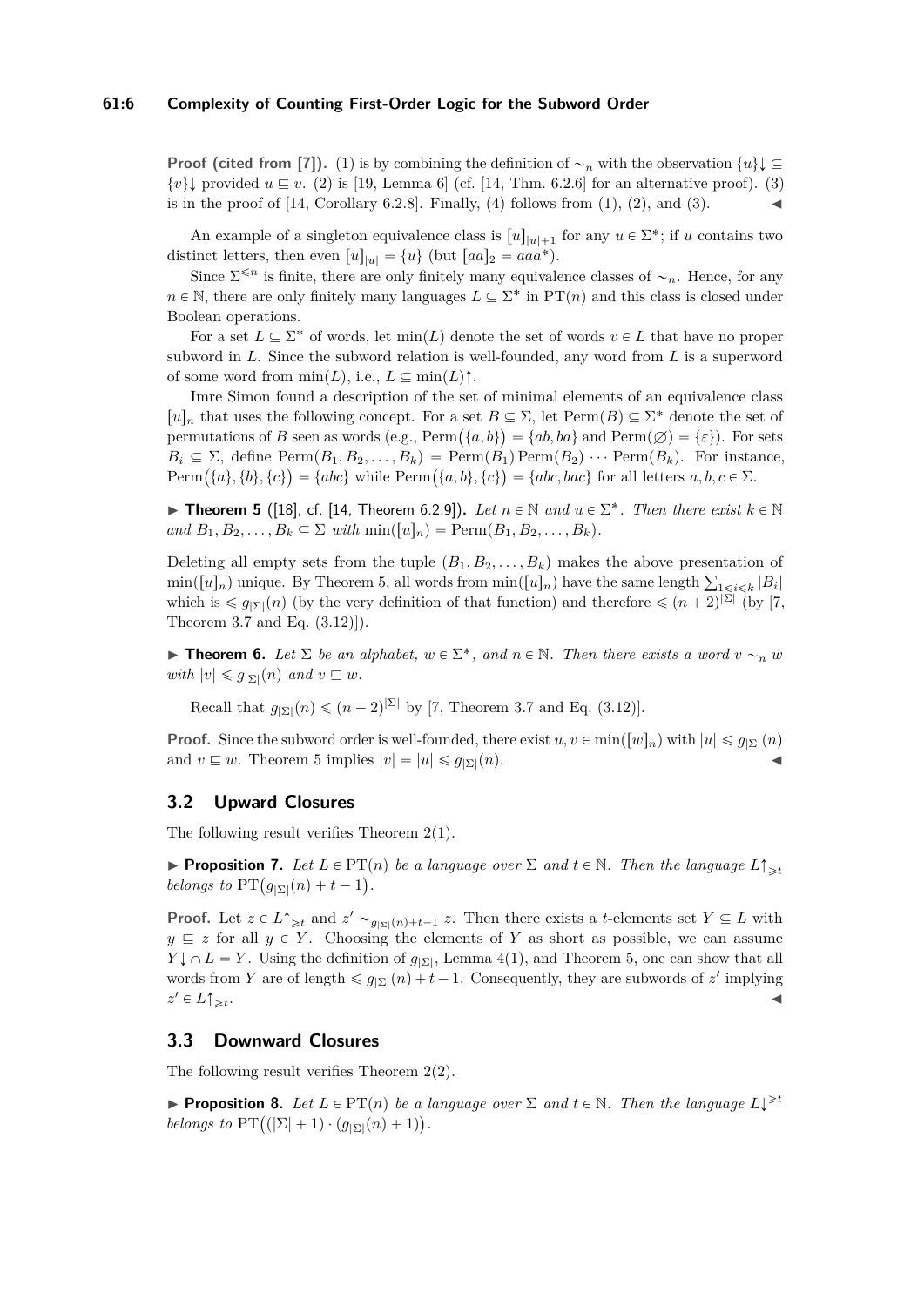**Proof (cited from [7]).** (1) is by combining the definition of $\sim_n$ with the observation $\{u\}\!\downarrow \subseteq \{v\}\!\downarrow$ provided $u \sqsubseteq v$. (2) is [19, Lemma 6] (cf. [14, Thm. 6.2.6] for an alternative proof). (3) is in the proof of [14, Corollary 6.2.8]. Finally, (4) follows from (1), (2), and (3). ◀

An example of a singleton equivalence class is $[u]_{|u|+1}$ for any $u \in \Sigma^*$; if $u$ contains two distinct letters, then even $[u]_{|u|} = \{u\}$ (but $[aa]_2 = aaa^*$).

Since $\Sigma^{\leqslant n}$ is finite, there are only finitely many equivalence classes of $\sim_n$. Hence, for any $n \in \mathbb{N}$, there are only finitely many languages $L \subseteq \Sigma^*$ in $\mathrm{PT}(n)$ and this class is closed under Boolean operations.

For a set $L \subseteq \Sigma^*$ of words, let $\min(L)$ denote the set of words $v \in L$ that have no proper subword in $L$. Since the subword relation is well-founded, any word from $L$ is a superword of some word from $\min(L)$, i.e., $L \subseteq \min(L)\!\uparrow$.

Imre Simon found a description of the set of minimal elements of an equivalence class $[u]_n$ that uses the following concept. For a set $B \subseteq \Sigma$, let $\mathrm{Perm}(B) \subseteq \Sigma^*$ denote the set of permutations of $B$ seen as words (e.g., $\mathrm{Perm}(\{a,b\}) = \{ab, ba\}$ and $\mathrm{Perm}(\varnothing) = \{\varepsilon\}$). For sets $B_i \subseteq \Sigma$, define $\mathrm{Perm}(B_1, B_2, \ldots, B_k) = \mathrm{Perm}(B_1)\,\mathrm{Perm}(B_2) \cdots \mathrm{Perm}(B_k)$. For instance, $\mathrm{Perm}(\{a\},\{b\},\{c\}) = \{abc\}$ while $\mathrm{Perm}(\{a,b\},\{c\}) = \{abc, bac\}$ for all letters $a, b, c \in \Sigma$.

▶ **Theorem 5** ([18], cf. [14, Theorem 6.2.9])**.** *Let $n \in \mathbb{N}$ and $u \in \Sigma^*$. Then there exist $k \in \mathbb{N}$ and $B_1, B_2, \ldots, B_k \subseteq \Sigma$ with $\min([u]_n) = \mathrm{Perm}(B_1, B_2, \ldots, B_k)$.*

Deleting all empty sets from the tuple $(B_1, B_2, \ldots, B_k)$ makes the above presentation of $\min([u]_n)$ unique. By Theorem 5, all words from $\min([u]_n)$ have the same length $\sum_{1 \leqslant i \leqslant k} |B_i|$ which is $\leqslant g_{|\Sigma|}(n)$ (by the very definition of that function) and therefore $\leqslant (n+2)^{|\Sigma|}$ (by [7, Theorem 3.7 and Eq. (3.12)]).

▶ **Theorem 6.** *Let $\Sigma$ be an alphabet, $w \in \Sigma^*$, and $n \in \mathbb{N}$. Then there exists a word $v \sim_n w$ with $|v| \leqslant g_{|\Sigma|}(n)$ and $v \sqsubseteq w$.*

Recall that $g_{|\Sigma|}(n) \leqslant (n+2)^{|\Sigma|}$ by [7, Theorem 3.7 and Eq. (3.12)].

**Proof.** Since the subword order is well-founded, there exist $u, v \in \min([w]_n)$ with $|u| \leqslant g_{|\Sigma|}(n)$ and $v \sqsubseteq w$. Theorem 5 implies $|v| = |u| \leqslant g_{|\Sigma|}(n)$. ◀

## 3.2 Upward Closures

The following result verifies Theorem 2(1).

▶ **Proposition 7.** *Let $L \in \mathrm{PT}(n)$ be a language over $\Sigma$ and $t \in \mathbb{N}$. Then the language $L\!\uparrow_{\geqslant t}$ belongs to $\mathrm{PT}(g_{|\Sigma|}(n) + t - 1)$.*

**Proof.** Let $z \in L\!\uparrow_{\geqslant t}$ and $z' \sim_{g_{|\Sigma|}(n)+t-1} z$. Then there exists a $t$-elements set $Y \subseteq L$ with $y \sqsubseteq z$ for all $y \in Y$. Choosing the elements of $Y$ as short as possible, we can assume $Y\!\downarrow \cap L = Y$. Using the definition of $g_{|\Sigma|}$, Lemma 4(1), and Theorem 5, one can show that all words from $Y$ are of length $\leqslant g_{|\Sigma|}(n) + t - 1$. Consequently, they are subwords of $z'$ implying $z' \in L\!\uparrow_{\geqslant t}$. ◀

## 3.3 Downward Closures

The following result verifies Theorem 2(2).

▶ **Proposition 8.** *Let $L \in \mathrm{PT}(n)$ be a language over $\Sigma$ and $t \in \mathbb{N}$. Then the language $L\!\downarrow^{\geqslant t}$ belongs to $\mathrm{PT}\big((|\Sigma|+1) \cdot (g_{|\Sigma|}(n)+1)\big)$.*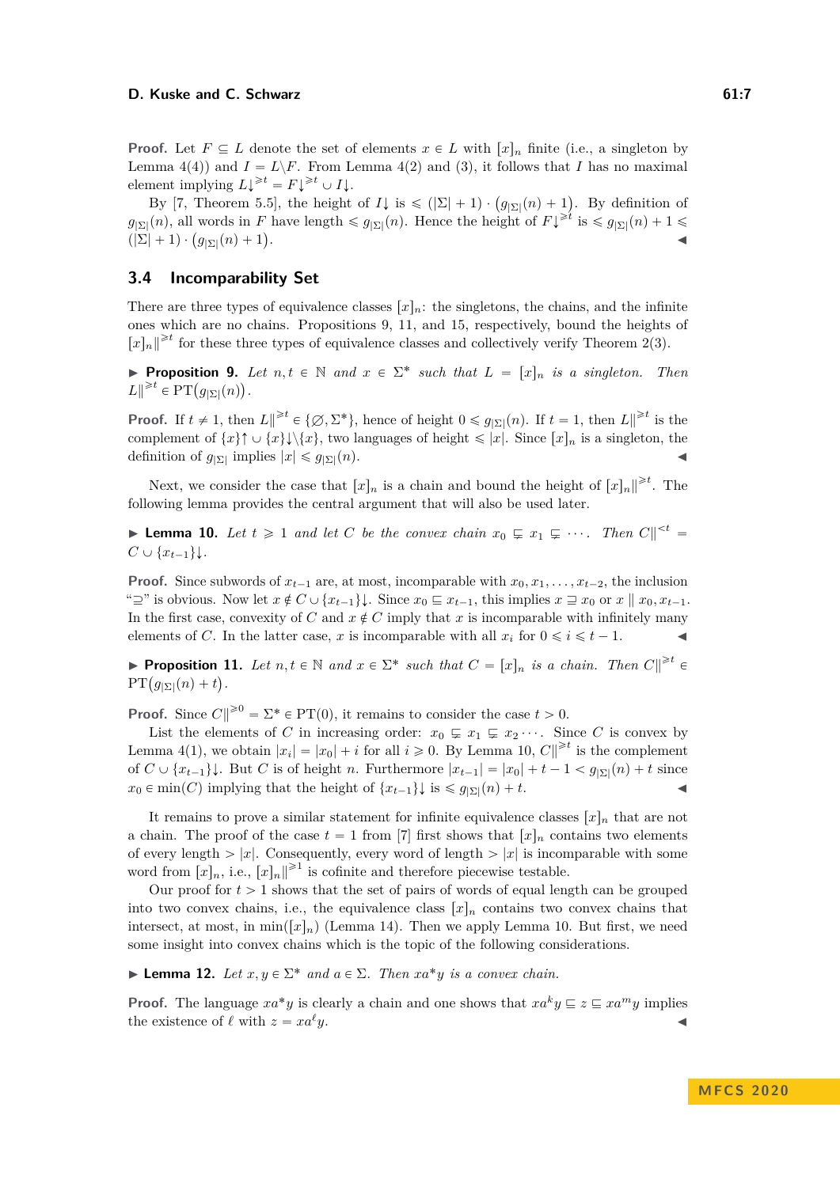**Proof.** Let $F \subseteq L$ denote the set of elements $x \in L$ with $[x]_n$ finite (i.e., a singleton by Lemma 4(4)) and $I = L \setminus F$. From Lemma 4(2) and (3), it follows that $I$ has no maximal element implying $L{\downarrow}^{\geqslant t} = F{\downarrow}^{\geqslant t} \cup I{\downarrow}$.

By [7, Theorem 5.5], the height of $I{\downarrow}$ is $\leqslant (|\Sigma| + 1) \cdot \big(g_{|\Sigma|}(n) + 1\big)$. By definition of $g_{|\Sigma|}(n)$, all words in $F$ have length $\leqslant g_{|\Sigma|}(n)$. Hence the height of $F{\downarrow}^{\geqslant t}$ is $\leqslant g_{|\Sigma|}(n) + 1 \leqslant (|\Sigma| + 1) \cdot \big(g_{|\Sigma|}(n) + 1\big)$. ◀

## 3.4 Incomparability Set

There are three types of equivalence classes $[x]_n$: the singletons, the chains, and the infinite ones which are no chains. Propositions 9, 11, and 15, respectively, bound the heights of $[x]_n\|^{\geqslant t}$ for these three types of equivalence classes and collectively verify Theorem 2(3).

▶ **Proposition 9.** *Let $n, t \in \mathbb{N}$ and $x \in \Sigma^*$ such that $L = [x]_n$ is a singleton. Then $L\|^{\geqslant t} \in \mathrm{PT}\big(g_{|\Sigma|}(n)\big)$.*

**Proof.** If $t \neq 1$, then $L\|^{\geqslant t} \in \{\varnothing, \Sigma^*\}$, hence of height $0 \leqslant g_{|\Sigma|}(n)$. If $t = 1$, then $L\|^{\geqslant t}$ is the complement of $\{x\}{\uparrow} \cup \{x\}{\downarrow}\setminus\{x\}$, two languages of height $\leqslant |x|$. Since $[x]_n$ is a singleton, the definition of $g_{|\Sigma|}$ implies $|x| \leqslant g_{|\Sigma|}(n)$. ◀

Next, we consider the case that $[x]_n$ is a chain and bound the height of $[x]_n\|^{\geqslant t}$. The following lemma provides the central argument that will also be used later.

▶ **Lemma 10.** *Let $t \geqslant 1$ and let $C$ be the convex chain $x_0 \subsetneq x_1 \subsetneq \cdots$. Then $C\|^{<t} = C \cup \{x_{t-1}\}{\downarrow}$.*

**Proof.** Since subwords of $x_{t-1}$ are, at most, incomparable with $x_0, x_1, \ldots, x_{t-2}$, the inclusion "$\supseteq$" is obvious. Now let $x \notin C \cup \{x_{t-1}\}{\downarrow}$. Since $x_0 \sqsubseteq x_{t-1}$, this implies $x \sqsupseteq x_0$ or $x \parallel x_0, x_{t-1}$. In the first case, convexity of $C$ and $x \notin C$ imply that $x$ is incomparable with infinitely many elements of $C$. In the latter case, $x$ is incomparable with all $x_i$ for $0 \leqslant i \leqslant t-1$. ◀

▶ **Proposition 11.** *Let $n, t \in \mathbb{N}$ and $x \in \Sigma^*$ such that $C = [x]_n$ is a chain. Then $C\|^{\geqslant t} \in \mathrm{PT}\big(g_{|\Sigma|}(n) + t\big)$.*

**Proof.** Since $C\|^{\geqslant 0} = \Sigma^* \in \mathrm{PT}(0)$, it remains to consider the case $t > 0$.

List the elements of $C$ in increasing order: $x_0 \subsetneq x_1 \subsetneq x_2 \cdots$. Since $C$ is convex by Lemma 4(1), we obtain $|x_i| = |x_0| + i$ for all $i \geqslant 0$. By Lemma 10, $C\|^{\geqslant t}$ is the complement of $C \cup \{x_{t-1}\}{\downarrow}$. But $C$ is of height $n$. Furthermore $|x_{t-1}| = |x_0| + t - 1 < g_{|\Sigma|}(n) + t$ since $x_0 \in \min(C)$ implying that the height of $\{x_{t-1}\}{\downarrow}$ is $\leqslant g_{|\Sigma|}(n) + t$. ◀

It remains to prove a similar statement for infinite equivalence classes $[x]_n$ that are not a chain. The proof of the case $t = 1$ from [7] first shows that $[x]_n$ contains two elements of every length $> |x|$. Consequently, every word of length $> |x|$ is incomparable with some word from $[x]_n$, i.e., $[x]_n\|^{\geqslant 1}$ is cofinite and therefore piecewise testable.

Our proof for $t > 1$ shows that the set of pairs of words of equal length can be grouped into two convex chains, i.e., the equivalence class $[x]_n$ contains two convex chains that intersect, at most, in $\min([x]_n)$ (Lemma 14). Then we apply Lemma 10. But first, we need some insight into convex chains which is the topic of the following considerations.

▶ **Lemma 12.** *Let $x, y \in \Sigma^*$ and $a \in \Sigma$. Then $xa^*y$ is a convex chain.*

**Proof.** The language $xa^*y$ is clearly a chain and one shows that $xa^ky \sqsubseteq z \sqsubseteq xa^my$ implies the existence of $\ell$ with $z = xa^\ell y$. ◀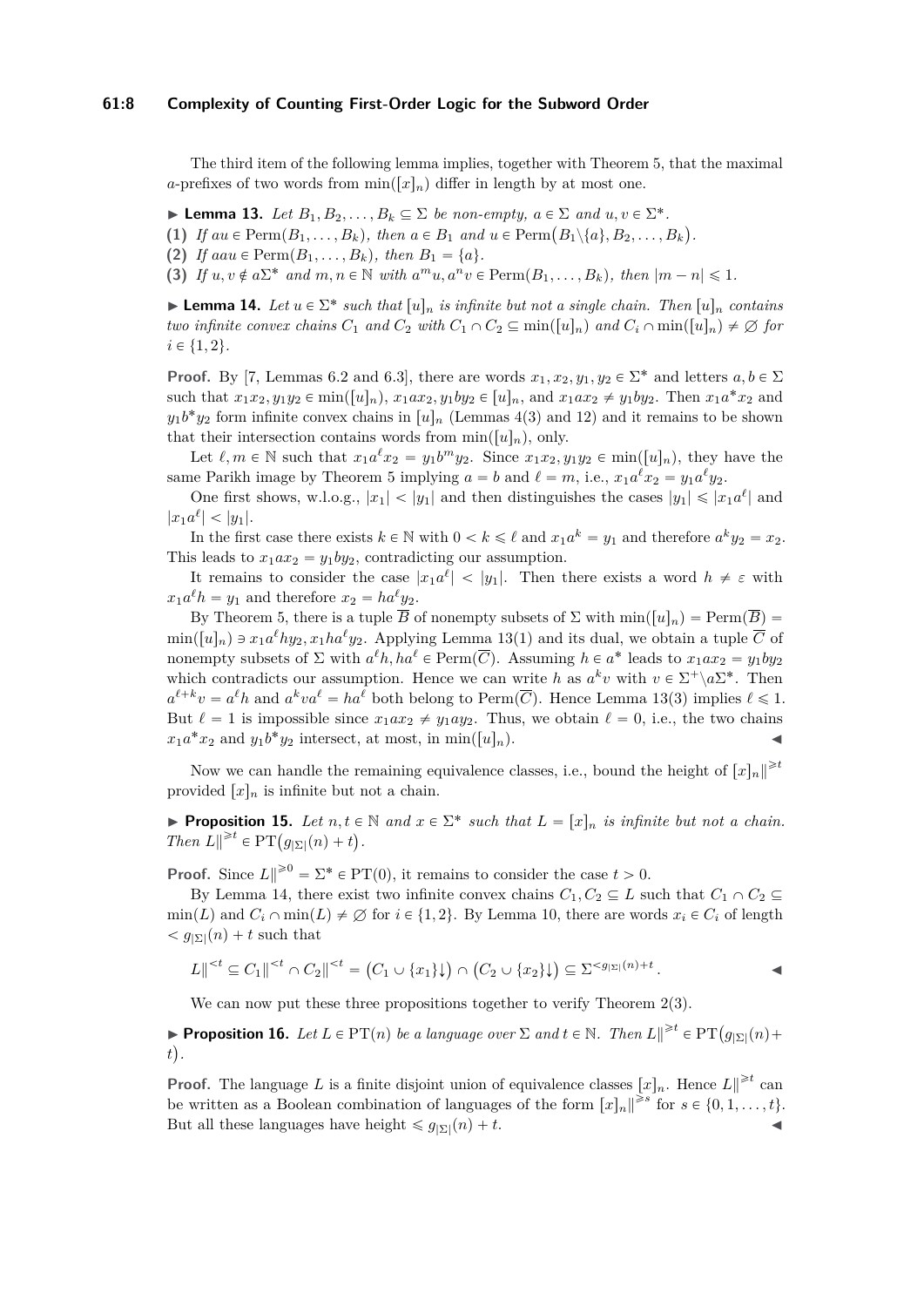The third item of the following lemma implies, together with Theorem 5, that the maximal $a$-prefixes of two words from $\min([x]_n)$ differ in length by at most one.

▶ **Lemma 13.** *Let $B_1, B_2, \ldots, B_k \subseteq \Sigma$ be non-empty, $a \in \Sigma$ and $u, v \in \Sigma^*$.*

**(1)** *If $au \in \mathrm{Perm}(B_1, \ldots, B_k)$, then $a \in B_1$ and $u \in \mathrm{Perm}\big(B_1 \backslash \{a\}, B_2, \ldots, B_k\big)$.*

**(2)** *If $aau \in \mathrm{Perm}(B_1, \ldots, B_k)$, then $B_1 = \{a\}$.*

**(3)** *If $u, v \notin a\Sigma^*$ and $m, n \in \mathbb{N}$ with $a^m u, a^n v \in \mathrm{Perm}(B_1, \ldots, B_k)$, then $|m - n| \leqslant 1$.*

▶ **Lemma 14.** *Let $u \in \Sigma^*$ such that $[u]_n$ is infinite but not a single chain. Then $[u]_n$ contains two infinite convex chains $C_1$ and $C_2$ with $C_1 \cap C_2 \subseteq \min([u]_n)$ and $C_i \cap \min([u]_n) \neq \varnothing$ for $i \in \{1, 2\}$.*

**Proof.** By [7, Lemmas 6.2 and 6.3], there are words $x_1, x_2, y_1, y_2 \in \Sigma^*$ and letters $a, b \in \Sigma$ such that $x_1x_2, y_1y_2 \in \min([u]_n)$, $x_1ax_2, y_1by_2 \in [u]_n$, and $x_1ax_2 \neq y_1by_2$. Then $x_1a^*x_2$ and $y_1b^*y_2$ form infinite convex chains in $[u]_n$ (Lemmas 4(3) and 12) and it remains to be shown that their intersection contains words from $\min([u]_n)$, only.

Let $\ell, m \in \mathbb{N}$ such that $x_1a^\ell x_2 = y_1b^m y_2$. Since $x_1x_2, y_1y_2 \in \min([u]_n)$, they have the same Parikh image by Theorem 5 implying $a = b$ and $\ell = m$, i.e., $x_1a^\ell x_2 = y_1a^\ell y_2$.

One first shows, w.l.o.g., $|x_1| < |y_1|$ and then distinguishes the cases $|y_1| \leqslant |x_1a^\ell|$ and $|x_1a^\ell| < |y_1|$.

In the first case there exists $k \in \mathbb{N}$ with $0 < k \leqslant \ell$ and $x_1a^k = y_1$ and therefore $a^ky_2 = x_2$. This leads to $x_1ax_2 = y_1by_2$, contradicting our assumption.

It remains to consider the case $|x_1a^\ell| < |y_1|$. Then there exists a word $h \neq \varepsilon$ with $x_1a^\ell h = y_1$ and therefore $x_2 = ha^\ell y_2$.

By Theorem 5, there is a tuple $\overline{B}$ of nonempty subsets of $\Sigma$ with $\min([u]_n) = \mathrm{Perm}(\overline{B}) = \min([u]_n) \ni x_1a^\ell hy_2, x_1ha^\ell y_2$. Applying Lemma 13(1) and its dual, we obtain a tuple $\overline{C}$ of nonempty subsets of $\Sigma$ with $a^\ell h, ha^\ell \in \mathrm{Perm}(\overline{C})$. Assuming $h \in a^*$ leads to $x_1ax_2 = y_1by_2$ which contradicts our assumption. Hence we can write $h$ as $a^kv$ with $v \in \Sigma^+ \backslash a\Sigma^*$. Then $a^{\ell+k}v = a^\ell h$ and $a^kva^\ell = ha^\ell$ both belong to $\mathrm{Perm}(\overline{C})$. Hence Lemma 13(3) implies $\ell \leqslant 1$. But $\ell = 1$ is impossible since $x_1ax_2 \neq y_1ay_2$. Thus, we obtain $\ell = 0$, i.e., the two chains $x_1a^*x_2$ and $y_1b^*y_2$ intersect, at most, in $\min([u]_n)$. ◀

Now we can handle the remaining equivalence classes, i.e., bound the height of $[x]_n\|^{\geqslant t}$ provided $[x]_n$ is infinite but not a chain.

▶ **Proposition 15.** *Let $n, t \in \mathbb{N}$ and $x \in \Sigma^*$ such that $L = [x]_n$ is infinite but not a chain. Then $L\|^{\geqslant t} \in \mathrm{PT}\big(g_{|\Sigma|}(n) + t\big)$.*

**Proof.** Since $L\|^{\geqslant 0} = \Sigma^* \in \mathrm{PT}(0)$, it remains to consider the case $t > 0$.

By Lemma 14, there exist two infinite convex chains $C_1, C_2 \subseteq L$ such that $C_1 \cap C_2 \subseteq \min(L)$ and $C_i \cap \min(L) \neq \varnothing$ for $i \in \{1, 2\}$. By Lemma 10, there are words $x_i \in C_i$ of length $< g_{|\Sigma|}(n) + t$ such that

$$L\|^{<t} \subseteq C_1\|^{<t} \cap C_2\|^{<t} = \big(C_1 \cup \{x_1\}{\downarrow}\big) \cap \big(C_2 \cup \{x_2\}{\downarrow}\big) \subseteq \Sigma^{<g_{|\Sigma|}(n)+t}\,.$$ ◀

We can now put these three propositions together to verify Theorem 2(3).

▶ **Proposition 16.** *Let $L \in \mathrm{PT}(n)$ be a language over $\Sigma$ and $t \in \mathbb{N}$. Then $L\|^{\geqslant t} \in \mathrm{PT}\big(g_{|\Sigma|}(n) + t\big)$.*

**Proof.** The language $L$ is a finite disjoint union of equivalence classes $[x]_n$. Hence $L\|^{\geqslant t}$ can be written as a Boolean combination of languages of the form $[x]_n\|^{\geqslant s}$ for $s \in \{0, 1, \ldots, t\}$. But all these languages have height $\leqslant g_{|\Sigma|}(n) + t$. ◀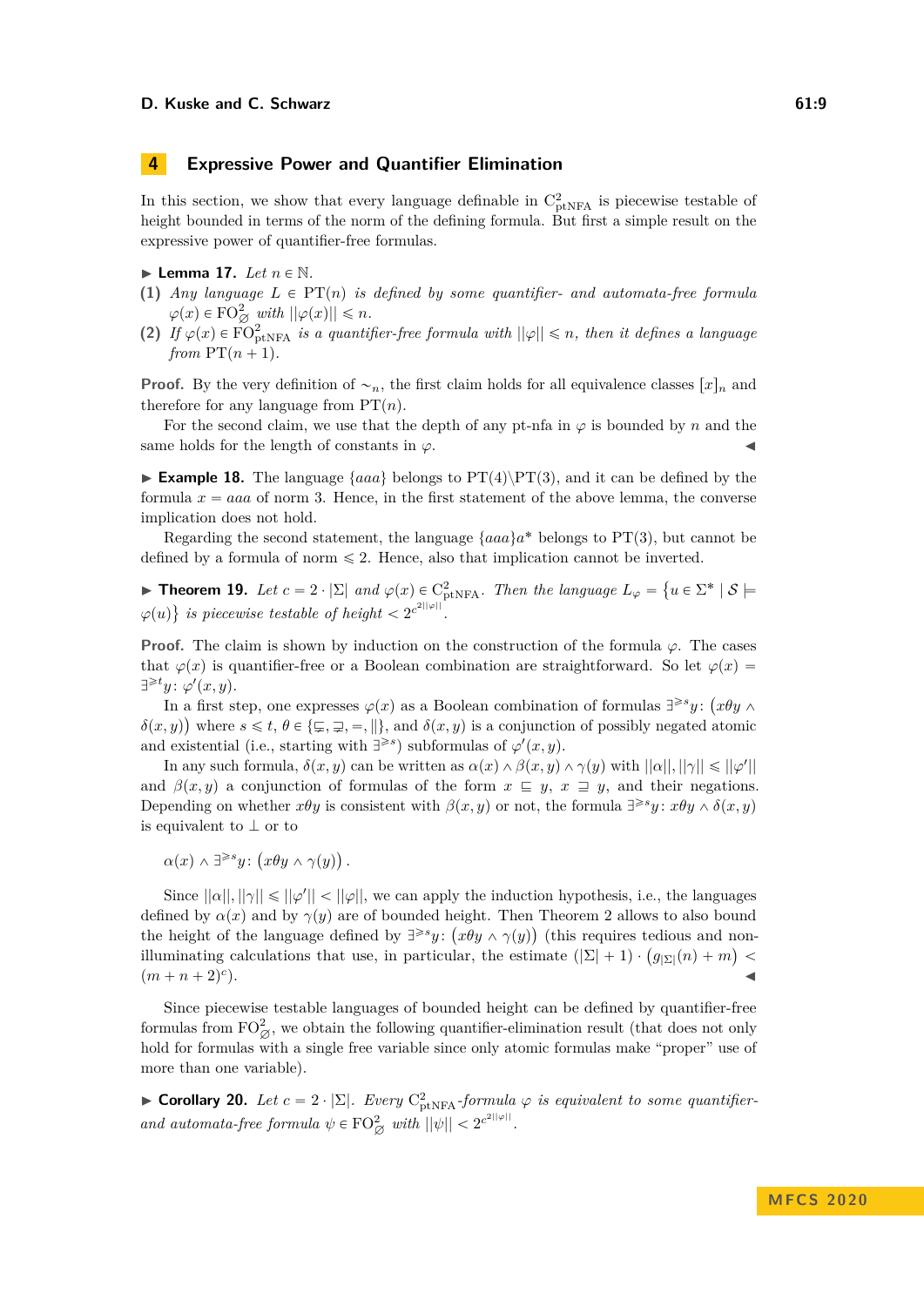## 4 Expressive Power and Quantifier Elimination

In this section, we show that every language definable in $\mathrm{C}^2_{\mathrm{ptNFA}}$ is piecewise testable of height bounded in terms of the norm of the defining formula. But first a simple result on the expressive power of quantifier-free formulas.

▶ **Lemma 17.** *Let $n \in \mathbb{N}$.*

**(1)** *Any language $L \in \mathrm{PT}(n)$ is defined by some quantifier- and automata-free formula $\varphi(x) \in \mathrm{FO}^2_{\varnothing}$ with $||\varphi(x)|| \leqslant n$.*

**(2)** *If $\varphi(x) \in \mathrm{FO}^2_{\mathrm{ptNFA}}$ is a quantifier-free formula with $||\varphi|| \leqslant n$, then it defines a language from $\mathrm{PT}(n+1)$.*

**Proof.** By the very definition of $\sim_n$, the first claim holds for all equivalence classes $[x]_n$ and therefore for any language from $\mathrm{PT}(n)$.

For the second claim, we use that the depth of any pt-nfa in $\varphi$ is bounded by $n$ and the same holds for the length of constants in $\varphi$. ◀

▶ **Example 18.** The language $\{aaa\}$ belongs to $\mathrm{PT}(4)\backslash\mathrm{PT}(3)$, and it can be defined by the formula $x = aaa$ of norm 3. Hence, in the first statement of the above lemma, the converse implication does not hold.

Regarding the second statement, the language $\{aaa\}a^*$ belongs to $\mathrm{PT}(3)$, but cannot be defined by a formula of norm $\leqslant 2$. Hence, also that implication cannot be inverted.

▶ **Theorem 19.** *Let $c = 2 \cdot |\Sigma|$ and $\varphi(x) \in \mathrm{C}^2_{\mathrm{ptNFA}}$. Then the language $L_\varphi = \{u \in \Sigma^* \mid \mathcal{S} \models \varphi(u)\}$ is piecewise testable of height $< 2^{c^{2||\varphi||}}$.*

**Proof.** The claim is shown by induction on the construction of the formula $\varphi$. The cases that $\varphi(x)$ is quantifier-free or a Boolean combination are straightforward. So let $\varphi(x) = \exists^{\geqslant t} y\colon \varphi'(x,y)$.

In a first step, one expresses $\varphi(x)$ as a Boolean combination of formulas $\exists^{\geqslant s} y\colon \big(x\theta y \wedge \delta(x,y)\big)$ where $s \leqslant t$, $\theta \in \{\sqsubsetneq, \sqsupsetneq, =, ||\}$, and $\delta(x,y)$ is a conjunction of possibly negated atomic and existential (i.e., starting with $\exists^{\geqslant s}$) subformulas of $\varphi'(x,y)$.

In any such formula, $\delta(x,y)$ can be written as $\alpha(x) \wedge \beta(x,y) \wedge \gamma(y)$ with $||\alpha||, ||\gamma|| \leqslant ||\varphi'||$ and $\beta(x,y)$ a conjunction of formulas of the form $x \sqsubseteq y$, $x \sqsupseteq y$, and their negations. Depending on whether $x\theta y$ is consistent with $\beta(x,y)$ or not, the formula $\exists^{\geqslant s} y\colon x\theta y \wedge \delta(x,y)$ is equivalent to $\bot$ or to

$$\alpha(x) \wedge \exists^{\geqslant s} y\colon \big(x\theta y \wedge \gamma(y)\big)\,.$$

Since $||\alpha||, ||\gamma|| \leqslant ||\varphi'|| < ||\varphi||$, we can apply the induction hypothesis, i.e., the languages defined by $\alpha(x)$ and by $\gamma(y)$ are of bounded height. Then Theorem 2 allows to also bound the height of the language defined by $\exists^{\geqslant s} y\colon \big(x\theta y \wedge \gamma(y)\big)$ (this requires tedious and non-illuminating calculations that use, in particular, the estimate $(|\Sigma|+1) \cdot \big(g_{|\Sigma|}(n) + m\big) < (m+n+2)^c$). ◀

Since piecewise testable languages of bounded height can be defined by quantifier-free formulas from $\mathrm{FO}^2_{\varnothing}$, we obtain the following quantifier-elimination result (that does not only hold for formulas with a single free variable since only atomic formulas make "proper" use of more than one variable).

▶ **Corollary 20.** *Let $c = 2 \cdot |\Sigma|$. Every $\mathrm{C}^2_{\mathrm{ptNFA}}$-formula $\varphi$ is equivalent to some quantifier- and automata-free formula $\psi \in \mathrm{FO}^2_{\varnothing}$ with $||\psi|| < 2^{c^{2||\varphi||}}$.*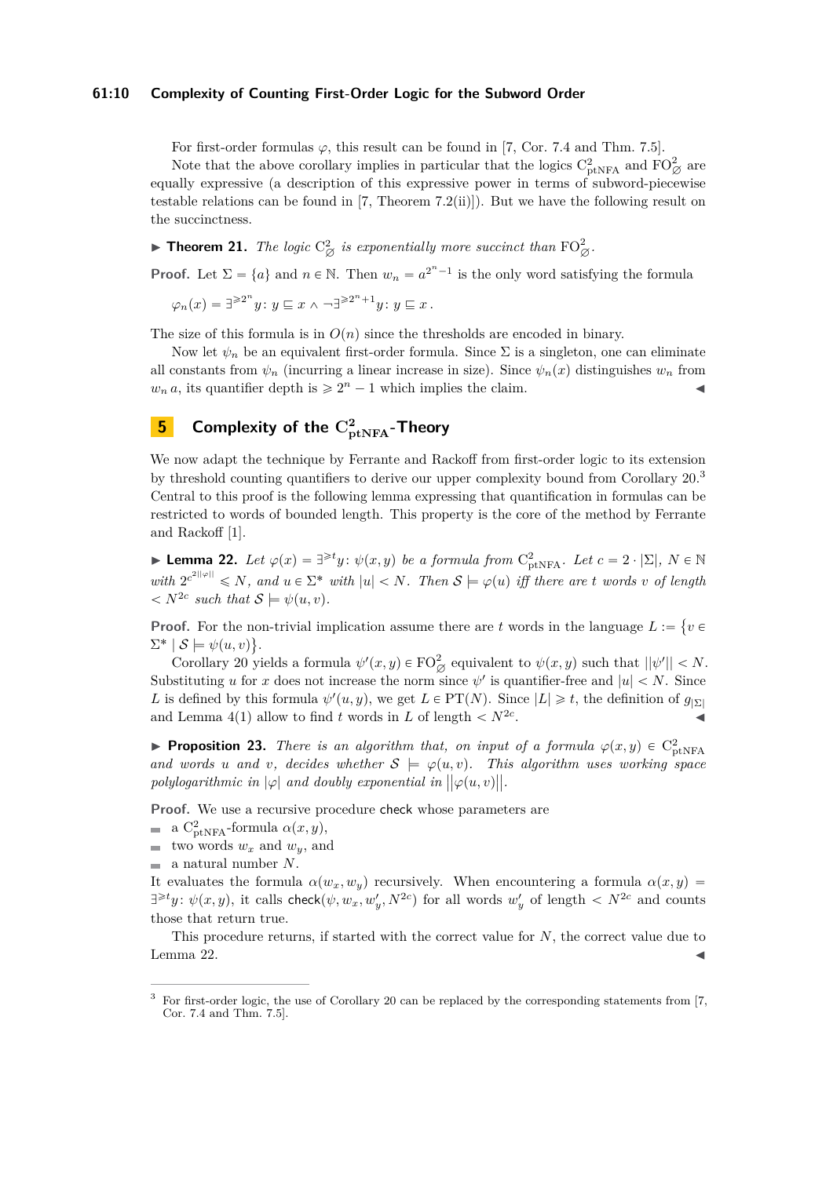For first-order formulas $\varphi$, this result can be found in [7, Cor. 7.4 and Thm. 7.5].

Note that the above corollary implies in particular that the logics $\mathrm{C}^2_{\mathrm{ptNFA}}$ and $\mathrm{FO}^2_{\varnothing}$ are equally expressive (a description of this expressive power in terms of subword-piecewise testable relations can be found in [7, Theorem 7.2(ii)]). But we have the following result on the succinctness.

▶ **Theorem 21.** *The logic $\mathrm{C}^2_{\varnothing}$ is exponentially more succinct than $\mathrm{FO}^2_{\varnothing}$.*

**Proof.** Let $\Sigma = \{a\}$ and $n \in \mathbb{N}$. Then $w_n = a^{2^n-1}$ is the only word satisfying the formula

$$\varphi_n(x) = \exists^{\geqslant 2^n} y\colon y \sqsubseteq x \wedge \neg\exists^{\geqslant 2^n+1} y\colon y \sqsubseteq x\,.$$

The size of this formula is in $O(n)$ since the thresholds are encoded in binary.

Now let $\psi_n$ be an equivalent first-order formula. Since $\Sigma$ is a singleton, one can eliminate all constants from $\psi_n$ (incurring a linear increase in size). Since $\psi_n(x)$ distinguishes $w_n$ from $w_n\,a$, its quantifier depth is $\geqslant 2^n - 1$ which implies the claim. ◀

## 5 Complexity of the $\mathrm{C}^2_{\mathrm{ptNFA}}$-Theory

We now adapt the technique by Ferrante and Rackoff from first-order logic to its extension by threshold counting quantifiers to derive our upper complexity bound from Corollary 20.[3] Central to this proof is the following lemma expressing that quantification in formulas can be restricted to words of bounded length. This property is the core of the method by Ferrante and Rackoff [1].

▶ **Lemma 22.** *Let $\varphi(x) = \exists^{\geqslant t} y\colon \psi(x,y)$ be a formula from $\mathrm{C}^2_{\mathrm{ptNFA}}$. Let $c = 2\cdot|\Sigma|$, $N \in \mathbb{N}$ with $2^{c^{2\|\varphi\|}} \leqslant N$, and $u \in \Sigma^*$ with $|u| < N$. Then $\mathcal{S} \models \varphi(u)$ iff there are $t$ words $v$ of length $< N^{2c}$ such that $\mathcal{S} \models \psi(u,v)$.*

**Proof.** For the non-trivial implication assume there are $t$ words in the language $L := \{v \in \Sigma^* \mid \mathcal{S} \models \psi(u,v)\}$.

Corollary 20 yields a formula $\psi'(x,y) \in \mathrm{FO}^2_{\varnothing}$ equivalent to $\psi(x,y)$ such that $\|\psi'\| < N$. Substituting $u$ for $x$ does not increase the norm since $\psi'$ is quantifier-free and $|u| < N$. Since $L$ is defined by this formula $\psi'(u,y)$, we get $L \in \mathrm{PT}(N)$. Since $|L| \geqslant t$, the definition of $g_{|\Sigma|}$ and Lemma 4(1) allow to find $t$ words in $L$ of length $< N^{2c}$. ◀

▶ **Proposition 23.** *There is an algorithm that, on input of a formula $\varphi(x,y) \in \mathrm{C}^2_{\mathrm{ptNFA}}$ and words $u$ and $v$, decides whether $\mathcal{S} \models \varphi(u,v)$. This algorithm uses working space polylogarithmic in $|\varphi|$ and doubly exponential in $\|\varphi(u,v)\|$.*

**Proof.** We use a recursive procedure check whose parameters are

- a $\mathrm{C}^2_{\mathrm{ptNFA}}$-formula $\alpha(x,y)$,
- two words $w_x$ and $w_y$, and
- a natural number $N$.

It evaluates the formula $\alpha(w_x, w_y)$ recursively. When encountering a formula $\alpha(x,y) = \exists^{\geqslant t} y\colon \psi(x,y)$, it calls check$(\psi, w_x, w'_y, N^{2c})$ for all words $w'_y$ of length $< N^{2c}$ and counts those that return true.

This procedure returns, if started with the correct value for $N$, the correct value due to Lemma 22. ◀

[3] For first-order logic, the use of Corollary 20 can be replaced by the corresponding statements from [7, Cor. 7.4 and Thm. 7.5].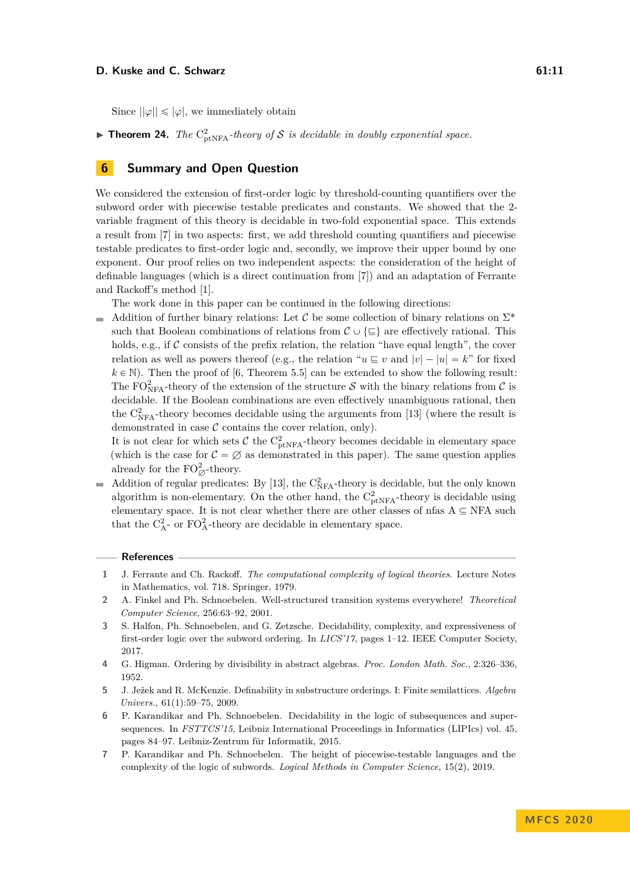Since $||\varphi|| \leqslant |\varphi|$, we immediately obtain

▶ **Theorem 24.** *The $\mathrm{C}^2_{\mathrm{ptNFA}}$-theory of $\mathcal{S}$ is decidable in doubly exponential space.*

## 6 Summary and Open Question

We considered the extension of first-order logic by threshold-counting quantifiers over the subword order with piecewise testable predicates and constants. We showed that the 2-variable fragment of this theory is decidable in two-fold exponential space. This extends a result from [7] in two aspects: first, we add threshold counting quantifiers and piecewise testable predicates to first-order logic and, secondly, we improve their upper bound by one exponent. Our proof relies on two independent aspects: the consideration of the height of definable languages (which is a direct continuation from [7]) and an adaptation of Ferrante and Rackoff's method [1].

The work done in this paper can be continued in the following directions:

- Addition of further binary relations: Let $\mathcal{C}$ be some collection of binary relations on $\Sigma^*$ such that Boolean combinations of relations from $\mathcal{C} \cup \{\sqsubseteq\}$ are effectively rational. This holds, e.g., if $\mathcal{C}$ consists of the prefix relation, the relation "have equal length", the cover relation as well as powers thereof (e.g., the relation "$u \sqsubseteq v$ and $|v| - |u| = k$" for fixed $k \in \mathbb{N}$). Then the proof of [6, Theorem 5.5] can be extended to show the following result: The $\mathrm{FO}^2_{\mathrm{NFA}}$-theory of the extension of the structure $\mathcal{S}$ with the binary relations from $\mathcal{C}$ is decidable. If the Boolean combinations are even effectively unambiguous rational, then the $\mathrm{C}^2_{\mathrm{NFA}}$-theory becomes decidable using the arguments from [13] (where the result is demonstrated in case $\mathcal{C}$ contains the cover relation, only).
  It is not clear for which sets $\mathcal{C}$ the $\mathrm{C}^2_{\mathrm{ptNFA}}$-theory becomes decidable in elementary space (which is the case for $\mathcal{C} = \varnothing$ as demonstrated in this paper). The same question applies already for the $\mathrm{FO}^2_{\varnothing}$-theory.
- Addition of regular predicates: By [13], the $\mathrm{C}^2_{\mathrm{NFA}}$-theory is decidable, but the only known algorithm is non-elementary. On the other hand, the $\mathrm{C}^2_{\mathrm{ptNFA}}$-theory is decidable using elementary space. It is not clear whether there are other classes of nfas $\mathrm{A} \subseteq \mathrm{NFA}$ such that the $\mathrm{C}^2_{\mathrm{A}}$- or $\mathrm{FO}^2_{\mathrm{A}}$-theory are decidable in elementary space.

## References

1. J. Ferrante and Ch. Rackoff. *The computational complexity of logical theories*. Lecture Notes in Mathematics, vol. 718. Springer, 1979.
2. A. Finkel and Ph. Schnoebelen. Well-structured transition systems everywhere! *Theoretical Computer Science*, 256:63–92, 2001.
3. S. Halfon, Ph. Schnoebelen, and G. Zetzsche. Decidability, complexity, and expressiveness of first-order logic over the subword ordering. In *LICS'17*, pages 1–12. IEEE Computer Society, 2017.
4. G. Higman. Ordering by divisibility in abstract algebras. *Proc. London Math. Soc.*, 2:326–336, 1952.
5. J. Ježek and R. McKenzie. Definability in substructure orderings. I: Finite semilattices. *Algebra Univers.*, 61(1):59–75, 2009.
6. P. Karandikar and Ph. Schnoebelen. Decidability in the logic of subsequences and supersequences. In *FSTTCS'15*, Leibniz International Proceedings in Informatics (LIPIcs) vol. 45, pages 84–97. Leibniz-Zentrum für Informatik, 2015.
7. P. Karandikar and Ph. Schnoebelen. The height of piecewise-testable languages and the complexity of the logic of subwords. *Logical Methods in Computer Science*, 15(2), 2019.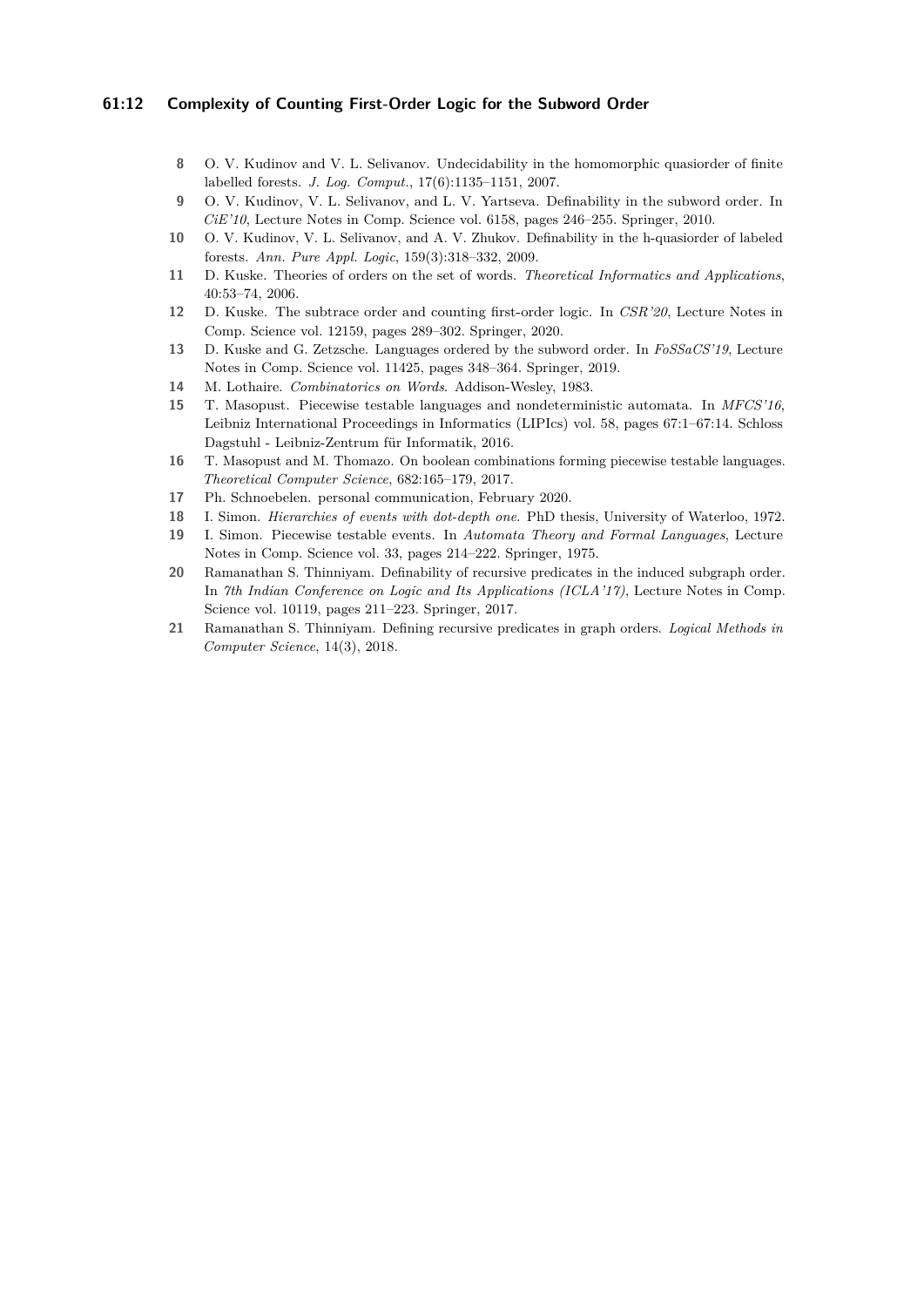8. O. V. Kudinov and V. L. Selivanov. Undecidability in the homomorphic quasiorder of finite labelled forests. *J. Log. Comput.*, 17(6):1135–1151, 2007.
9. O. V. Kudinov, V. L. Selivanov, and L. V. Yartseva. Definability in the subword order. In *CiE'10*, Lecture Notes in Comp. Science vol. 6158, pages 246–255. Springer, 2010.
10. O. V. Kudinov, V. L. Selivanov, and A. V. Zhukov. Definability in the h-quasiorder of labeled forests. *Ann. Pure Appl. Logic*, 159(3):318–332, 2009.
11. D. Kuske. Theories of orders on the set of words. *Theoretical Informatics and Applications*, 40:53–74, 2006.
12. D. Kuske. The subtrace order and counting first-order logic. In *CSR'20*, Lecture Notes in Comp. Science vol. 12159, pages 289–302. Springer, 2020.
13. D. Kuske and G. Zetzsche. Languages ordered by the subword order. In *FoSSaCS'19*, Lecture Notes in Comp. Science vol. 11425, pages 348–364. Springer, 2019.
14. M. Lothaire. *Combinatorics on Words*. Addison-Wesley, 1983.
15. T. Masopust. Piecewise testable languages and nondeterministic automata. In *MFCS'16*, Leibniz International Proceedings in Informatics (LIPIcs) vol. 58, pages 67:1–67:14. Schloss Dagstuhl - Leibniz-Zentrum für Informatik, 2016.
16. T. Masopust and M. Thomazo. On boolean combinations forming piecewise testable languages. *Theoretical Computer Science*, 682:165–179, 2017.
17. Ph. Schnoebelen. personal communication, February 2020.
18. I. Simon. *Hierarchies of events with dot-depth one*. PhD thesis, University of Waterloo, 1972.
19. I. Simon. Piecewise testable events. In *Automata Theory and Formal Languages*, Lecture Notes in Comp. Science vol. 33, pages 214–222. Springer, 1975.
20. Ramanathan S. Thinniyam. Definability of recursive predicates in the induced subgraph order. In *7th Indian Conference on Logic and Its Applications (ICLA'17)*, Lecture Notes in Comp. Science vol. 10119, pages 211–223. Springer, 2017.
21. Ramanathan S. Thinniyam. Defining recursive predicates in graph orders. *Logical Methods in Computer Science*, 14(3), 2018.